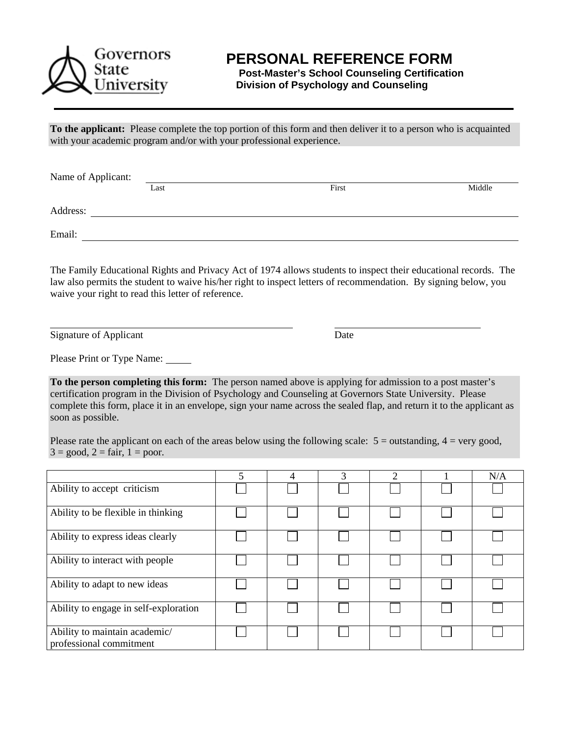Governors State University

# PERSONAL REFERENCE FORM

**Post-Master's School Counseling Certification**
**Division of Psychology and Counseling**

---

**To the applicant:** Please complete the top portion of this form and then deliver it to a person who is acquainted with your academic program and/or with your professional experience.

Name of Applicant: ______________________________________________
Last First Middle

Address: ______________________________________________

Email: ______________________________________________

The Family Educational Rights and Privacy Act of 1974 allows students to inspect their educational records. The law also permits the student to waive his/her right to inspect letters of recommendation. By signing below, you waive your right to read this letter of reference.

______________________________ ______________________
Signature of Applicant Date

Please Print or Type Name: _____

**To the person completing this form:** The person named above is applying for admission to a post master's certification program in the Division of Psychology and Counseling at Governors State University. Please complete this form, place it in an envelope, sign your name across the sealed flap, and return it to the applicant as soon as possible.

Please rate the applicant on each of the areas below using the following scale: 5 = outstanding, 4 = very good, 3 = good, 2 = fair, 1 = poor.

| | 5 | 4 | 3 | 2 | 1 | N/A |
|---|---|---|---|---|---|---|
| Ability to accept criticism | ☐ | ☐ | ☐ | ☐ | ☐ | ☐ |
| Ability to be flexible in thinking | ☐ | ☐ | ☐ | ☐ | ☐ | ☐ |
| Ability to express ideas clearly | ☐ | ☐ | ☐ | ☐ | ☐ | ☐ |
| Ability to interact with people | ☐ | ☐ | ☐ | ☐ | ☐ | ☐ |
| Ability to adapt to new ideas | ☐ | ☐ | ☐ | ☐ | ☐ | ☐ |
| Ability to engage in self-exploration | ☐ | ☐ | ☐ | ☐ | ☐ | ☐ |
| Ability to maintain academic/ professional commitment | ☐ | ☐ | ☐ | ☐ | ☐ | ☐ |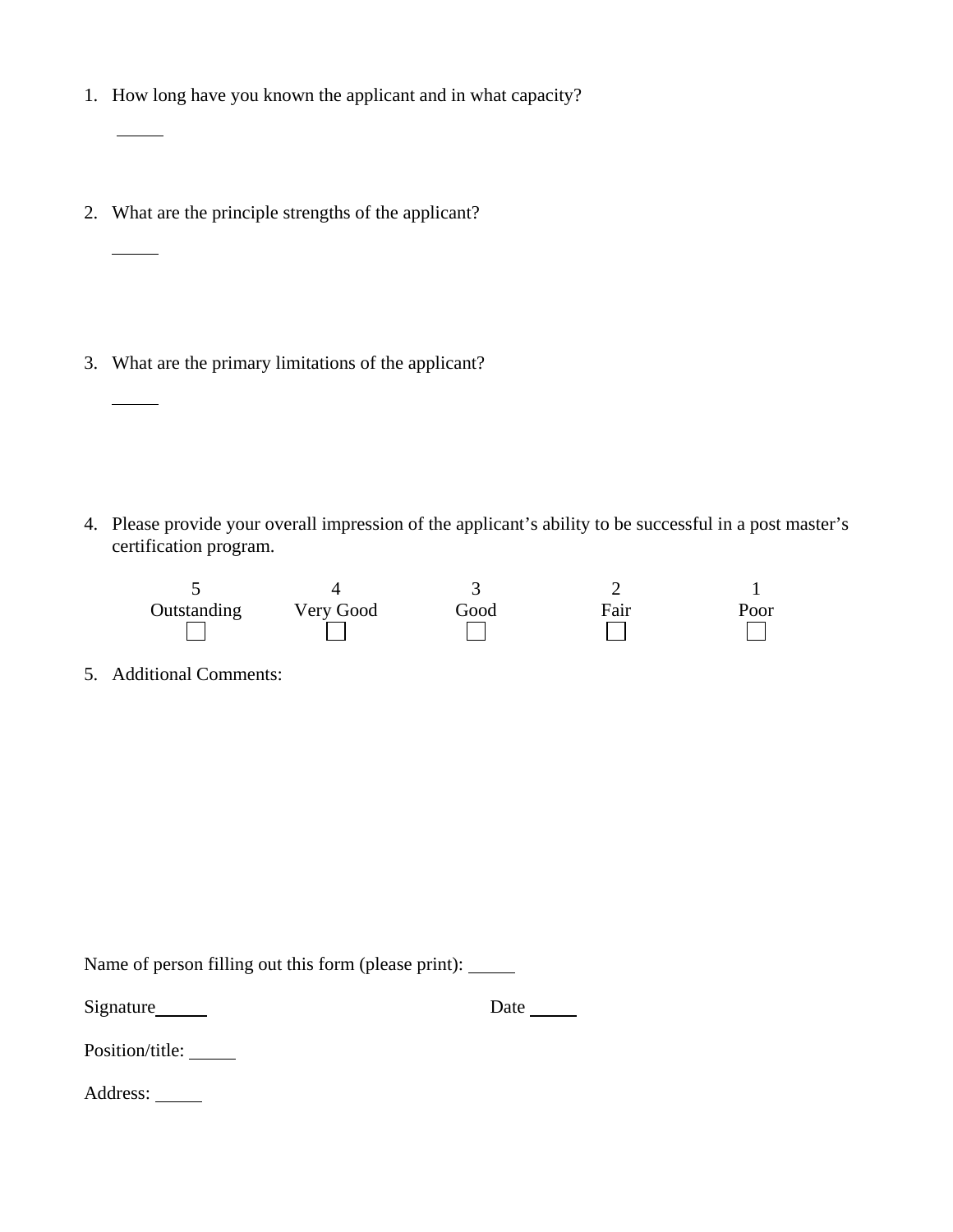1. How long have you known the applicant and in what capacity?

 _____

2. What are the principle strengths of the applicant?

 _____

3. What are the primary limitations of the applicant?

 _____

4. Please provide your overall impression of the applicant's ability to be successful in a post master's certification program.

| 5 | 4 | 3 | 2 | 1 |
|---|---|---|---|---|
| Outstanding | Very Good | Good | Fair | Poor |
| ☐ | ☐ | ☐ | ☐ | ☐ |

5. Additional Comments:

Name of person filling out this form (please print): _____

Signature_____ Date _____

Position/title: _____

Address: _____